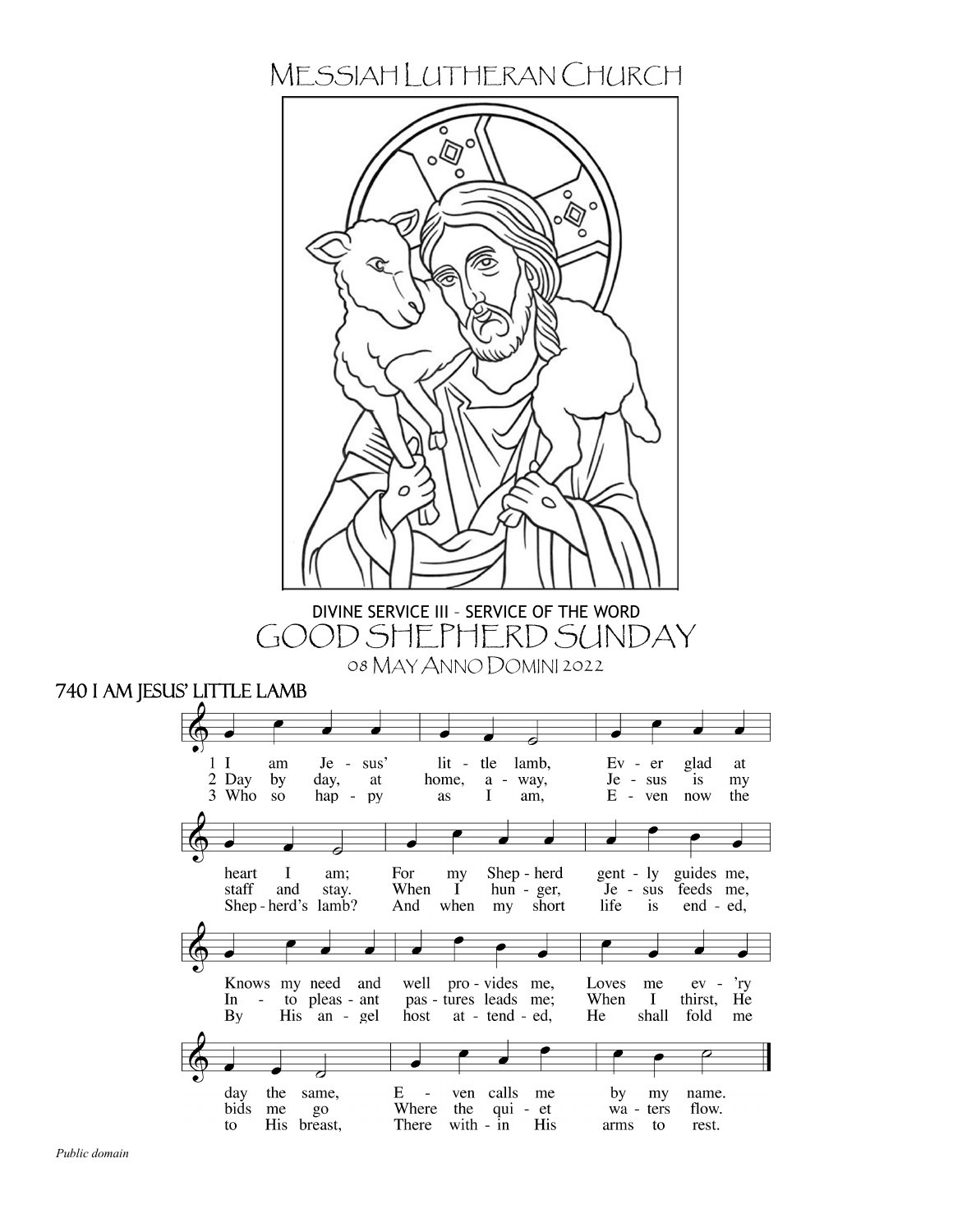# Messiah Lutheran Church

DIVINE SERVICE III – SERVICE OF THE WORD

## Good Shepherd Sunday

08 May Anno Domini 2022

### 740 I Am Jesus' Little Lamb

1 I am Jesus' little lamb, Ever glad at heart I am; For my Shepherd gently guides me, Knows my need and well provides me, Loves me ev'ry day the same, Even calls me by my name.

2 Day by day, at home, away, Jesus is my staff and stay. When I hunger, Jesus feeds me, Into pleasant pastures leads me; When I thirst, He bids me go Where the quiet waters flow.

3 Who so happy as I am, Even now the Shepherd's lamb? And when my short life is ended, By His angel host attended, He shall fold me to His breast, There within His arms to rest.

*Public domain*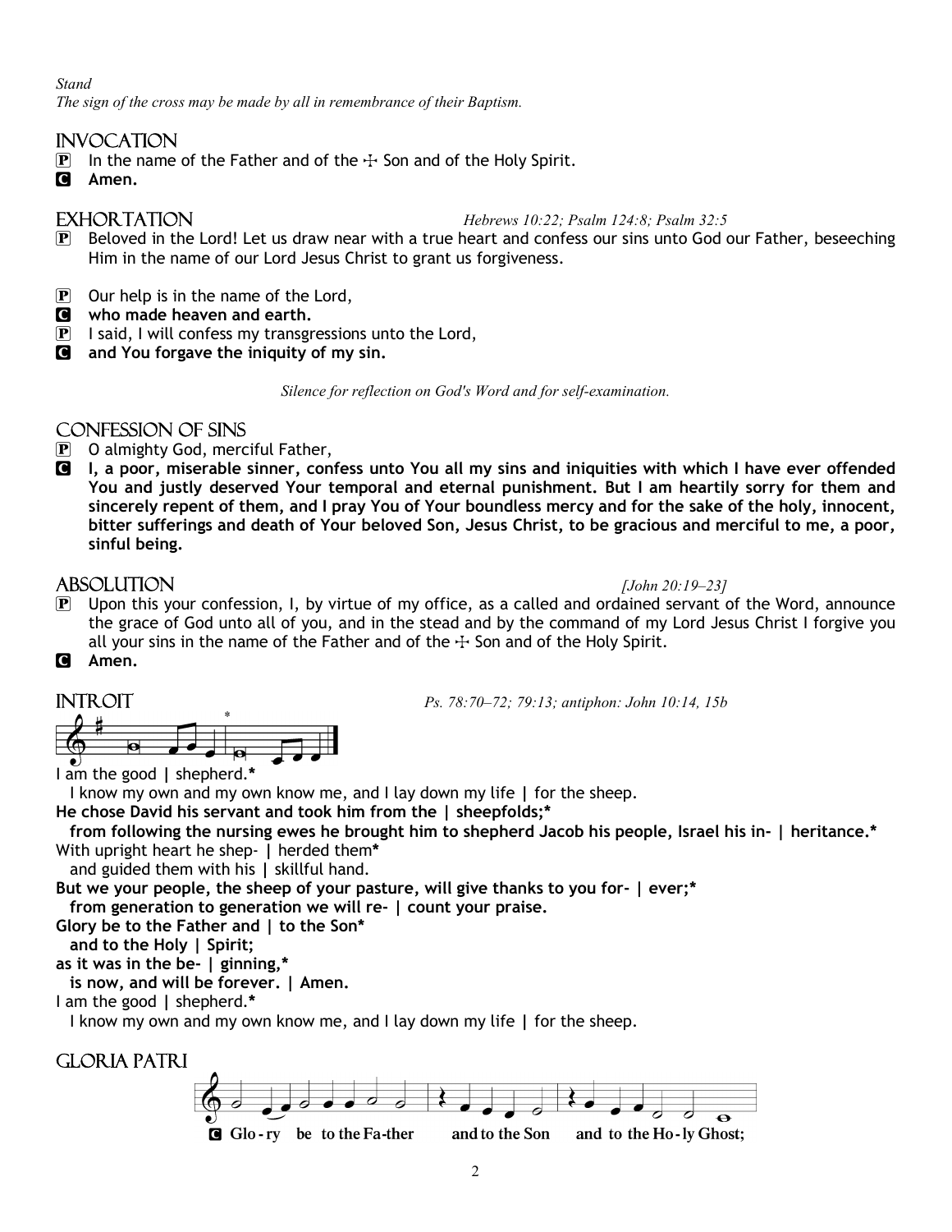*Stand*
*The sign of the cross may be made by all in remembrance of their Baptism.*

## Invocation

P In the name of the Father and of the ☩ Son and of the Holy Spirit.
C **Amen.**

## Exhortation

*Hebrews 10:22; Psalm 124:8; Psalm 32:5*

P Beloved in the Lord! Let us draw near with a true heart and confess our sins unto God our Father, beseeching Him in the name of our Lord Jesus Christ to grant us forgiveness.

P Our help is in the name of the Lord,
C **who made heaven and earth.**
P I said, I will confess my transgressions unto the Lord,
C **and You forgave the iniquity of my sin.**

*Silence for reflection on God's Word and for self-examination.*

## Confession of Sins

P O almighty God, merciful Father,
C **I, a poor, miserable sinner, confess unto You all my sins and iniquities with which I have ever offended You and justly deserved Your temporal and eternal punishment. But I am heartily sorry for them and sincerely repent of them, and I pray You of Your boundless mercy and for the sake of the holy, innocent, bitter sufferings and death of Your beloved Son, Jesus Christ, to be gracious and merciful to me, a poor, sinful being.**

## Absolution

*[John 20:19–23]*

P Upon this your confession, I, by virtue of my office, as a called and ordained servant of the Word, announce the grace of God unto all of you, and in the stead and by the command of my Lord Jesus Christ I forgive you all your sins in the name of the Father and of the ☩ Son and of the Holy Spirit.
C **Amen.**

## Introit

*Ps. 78:70–72; 79:13; antiphon: John 10:14, 15b*

I am the good | shepherd.*
I know my own and my own know me, and I lay down my life | for the sheep.
**He chose David his servant and took him from the | sheepfolds;***
**from following the nursing ewes he brought him to shepherd Jacob his people, Israel his in- | heritance.***
With upright heart he shep- | herded them*
and guided them with his | skillful hand.
**But we your people, the sheep of your pasture, will give thanks to you for- | ever;***
**from generation to generation we will re- | count your praise.**
**Glory be to the Father and | to the Son***
**and to the Holy | Spirit;**
**as it was in the be- | ginning,***
**is now, and will be forever. | Amen.**
I am the good | shepherd.*
I know my own and my own know me, and I lay down my life | for the sheep.

## Gloria Patri

C **Glo-ry be to the Fa-ther and to the Son and to the Ho-ly Ghost;**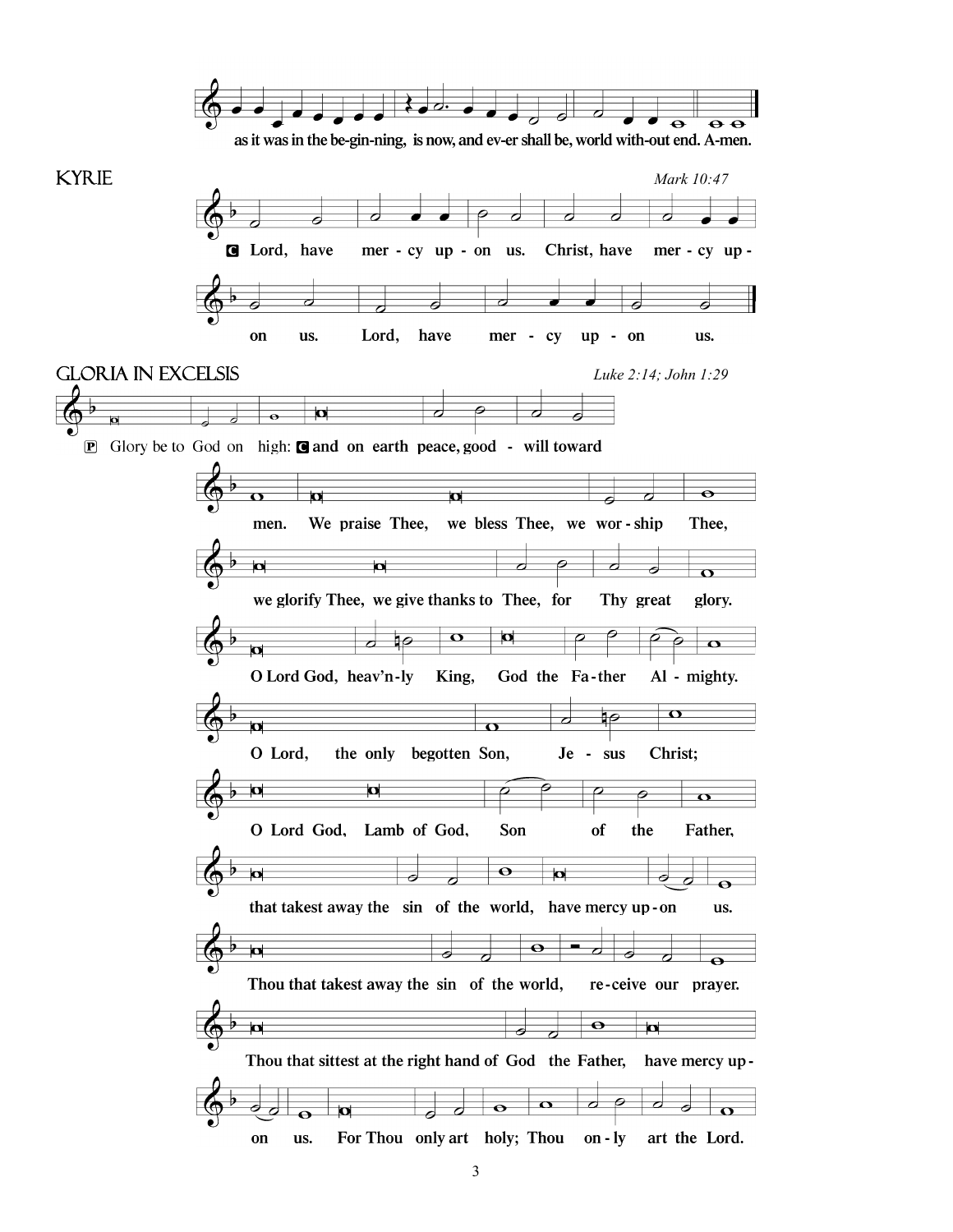as it was in the be-gin-ning, is now, and ev-er shall be, world with-out end. A-men.

## KYRIE

*Mark 10:47*

**C** Lord, have mer - cy up - on us. Christ, have mer - cy up - on us. Lord, have mer - cy up - on us.

## GLORIA IN EXCELSIS

*Luke 2:14; John 1:29*

**P** Glory be to God on high: **C** and on earth peace, good - will toward men. We praise Thee, we bless Thee, we wor - ship Thee, we glorify Thee, we give thanks to Thee, for Thy great glory. O Lord God, heav'n-ly King, God the Fa - ther Al - mighty. O Lord, the only begotten Son, Je - sus Christ; O Lord God, Lamb of God, Son of the Father, that takest away the sin of the world, have mercy up - on us. Thou that takest away the sin of the world, re - ceive our prayer. Thou that sittest at the right hand of God the Father, have mercy up - on us. For Thou only art holy; Thou on - ly art the Lord.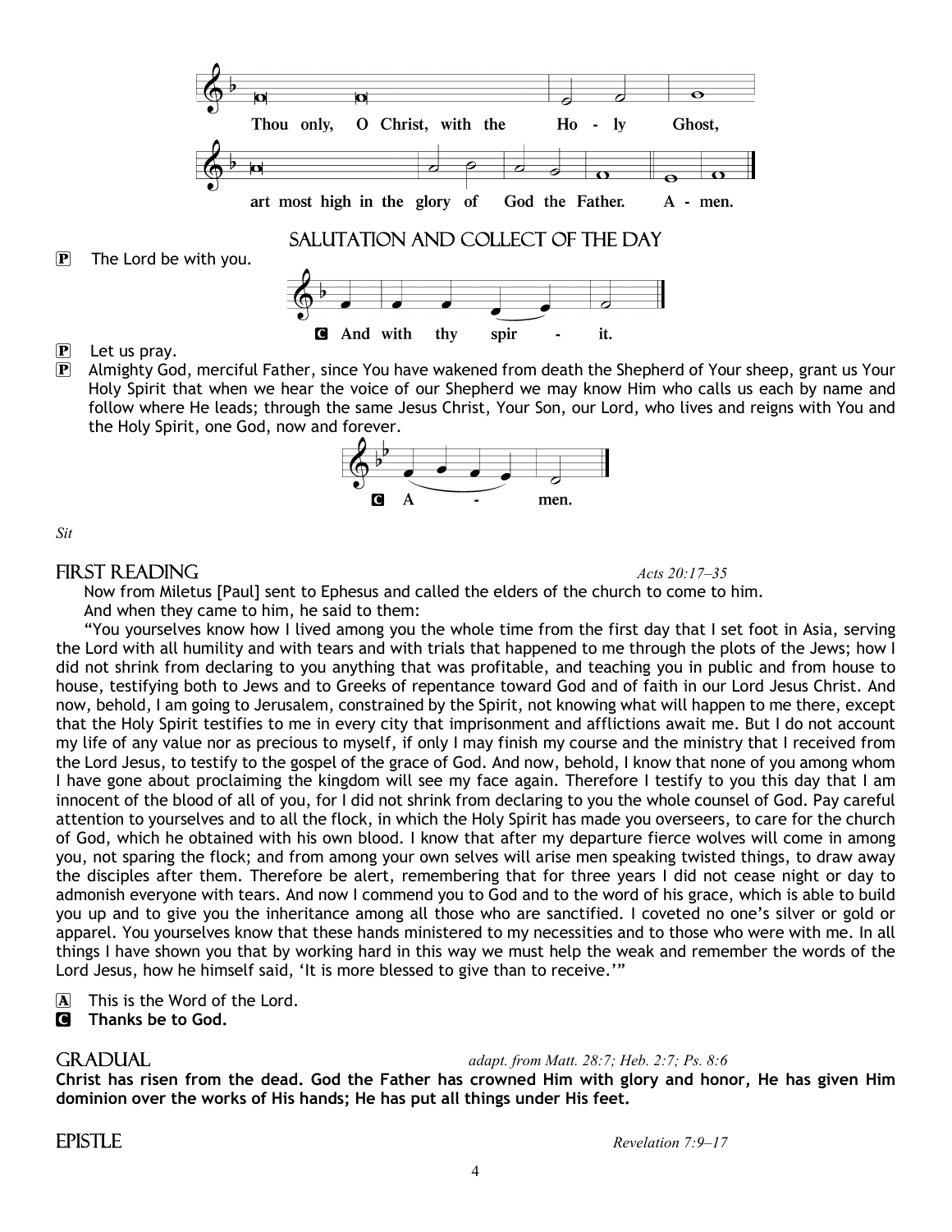Thou only, O Christ, with the Ho - ly Ghost,

art most high in the glory of God the Father. A - men.

## SALUTATION AND COLLECT OF THE DAY

P The Lord be with you.

C And with thy spir - it.

P Let us pray.

P Almighty God, merciful Father, since You have wakened from death the Shepherd of Your sheep, grant us Your Holy Spirit that when we hear the voice of our Shepherd we may know Him who calls us each by name and follow where He leads; through the same Jesus Christ, Your Son, our Lord, who lives and reigns with You and the Holy Spirit, one God, now and forever.

C A - men.

*Sit*

## FIRST READING *Acts 20:17–35*

Now from Miletus [Paul] sent to Ephesus and called the elders of the church to come to him.

And when they came to him, he said to them:

"You yourselves know how I lived among you the whole time from the first day that I set foot in Asia, serving the Lord with all humility and with tears and with trials that happened to me through the plots of the Jews; how I did not shrink from declaring to you anything that was profitable, and teaching you in public and from house to house, testifying both to Jews and to Greeks of repentance toward God and of faith in our Lord Jesus Christ. And now, behold, I am going to Jerusalem, constrained by the Spirit, not knowing what will happen to me there, except that the Holy Spirit testifies to me in every city that imprisonment and afflictions await me. But I do not account my life of any value nor as precious to myself, if only I may finish my course and the ministry that I received from the Lord Jesus, to testify to the gospel of the grace of God. And now, behold, I know that none of you among whom I have gone about proclaiming the kingdom will see my face again. Therefore I testify to you this day that I am innocent of the blood of all of you, for I did not shrink from declaring to you the whole counsel of God. Pay careful attention to yourselves and to all the flock, in which the Holy Spirit has made you overseers, to care for the church of God, which he obtained with his own blood. I know that after my departure fierce wolves will come in among you, not sparing the flock; and from among your own selves will arise men speaking twisted things, to draw away the disciples after them. Therefore be alert, remembering that for three years I did not cease night or day to admonish everyone with tears. And now I commend you to God and to the word of his grace, which is able to build you up and to give you the inheritance among all those who are sanctified. I coveted no one's silver or gold or apparel. You yourselves know that these hands ministered to my necessities and to those who were with me. In all things I have shown you that by working hard in this way we must help the weak and remember the words of the Lord Jesus, how he himself said, 'It is more blessed to give than to receive.'"

A This is the Word of the Lord.

C **Thanks be to God.**

## GRADUAL *adapt. from Matt. 28:7; Heb. 2:7; Ps. 8:6*

**Christ has risen from the dead. God the Father has crowned Him with glory and honor, He has given Him dominion over the works of His hands; He has put all things under His feet.**

## EPISTLE *Revelation 7:9–17*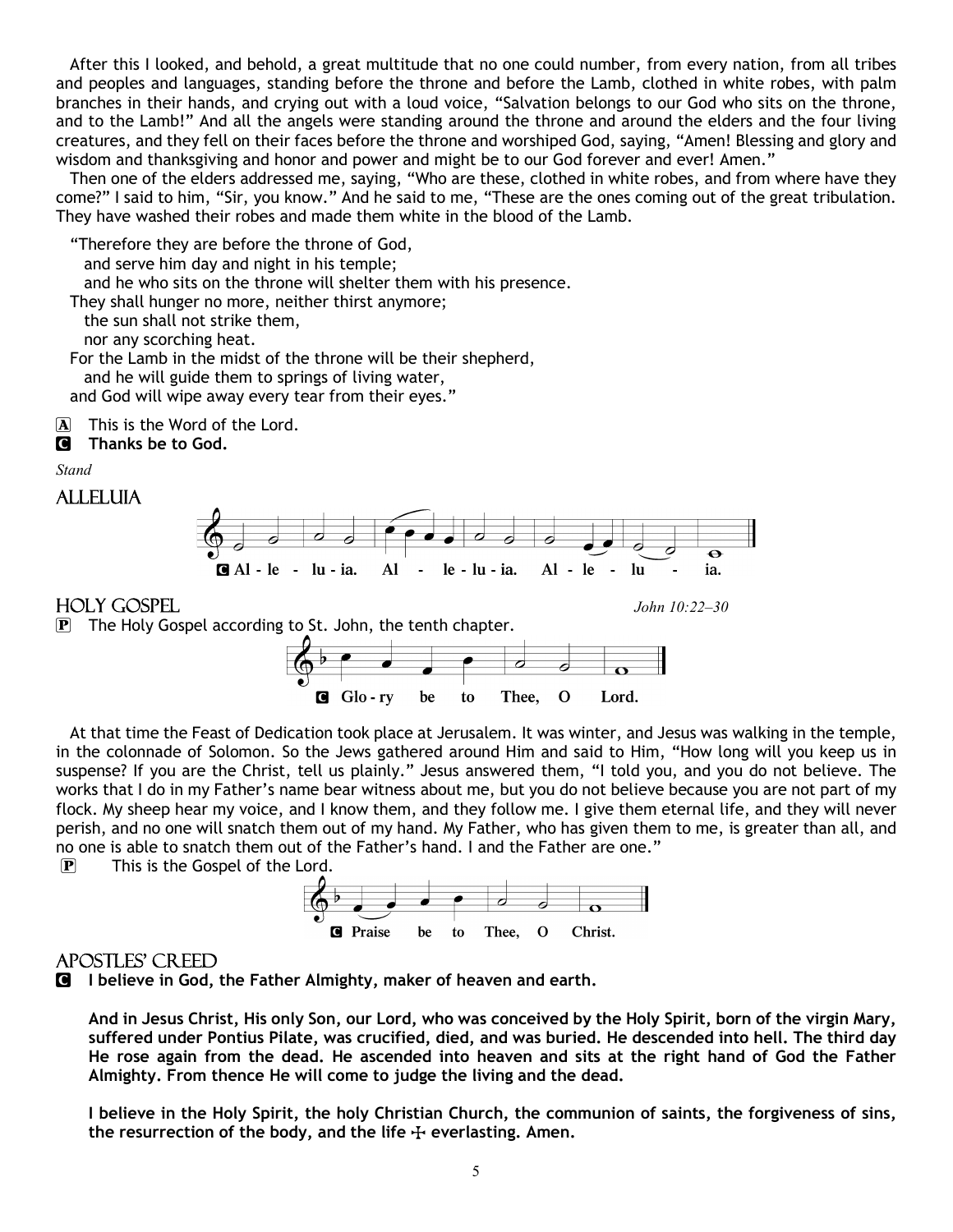After this I looked, and behold, a great multitude that no one could number, from every nation, from all tribes and peoples and languages, standing before the throne and before the Lamb, clothed in white robes, with palm branches in their hands, and crying out with a loud voice, "Salvation belongs to our God who sits on the throne, and to the Lamb!" And all the angels were standing around the throne and around the elders and the four living creatures, and they fell on their faces before the throne and worshiped God, saying, "Amen! Blessing and glory and wisdom and thanksgiving and honor and power and might be to our God forever and ever! Amen."

Then one of the elders addressed me, saying, "Who are these, clothed in white robes, and from where have they come?" I said to him, "Sir, you know." And he said to me, "These are the ones coming out of the great tribulation. They have washed their robes and made them white in the blood of the Lamb.

"Therefore they are before the throne of God,
  and serve him day and night in his temple;
  and he who sits on the throne will shelter them with his presence.
They shall hunger no more, neither thirst anymore;
  the sun shall not strike them,
  nor any scorching heat.
For the Lamb in the midst of the throne will be their shepherd,
  and he will guide them to springs of living water,
and God will wipe away every tear from their eyes."

A This is the Word of the Lord.
**C Thanks be to God.**

*Stand*

## Alleluia

**C Al - le - lu - ia. Al - le - lu - ia. Al - le - lu - ia.**

## Holy Gospel

*John 10:22–30*

P The Holy Gospel according to St. John, the tenth chapter.

**C Glo - ry be to Thee, O Lord.**

At that time the Feast of Dedication took place at Jerusalem. It was winter, and Jesus was walking in the temple, in the colonnade of Solomon. So the Jews gathered around Him and said to Him, "How long will you keep us in suspense? If you are the Christ, tell us plainly." Jesus answered them, "I told you, and you do not believe. The works that I do in my Father's name bear witness about me, but you do not believe because you are not part of my flock. My sheep hear my voice, and I know them, and they follow me. I give them eternal life, and they will never perish, and no one will snatch them out of my hand. My Father, who has given them to me, is greater than all, and no one is able to snatch them out of the Father's hand. I and the Father are one."

P This is the Gospel of the Lord.

**C Praise be to Thee, O Christ.**

## Apostles' Creed

**C I believe in God, the Father Almighty, maker of heaven and earth.**

**And in Jesus Christ, His only Son, our Lord, who was conceived by the Holy Spirit, born of the virgin Mary, suffered under Pontius Pilate, was crucified, died, and was buried. He descended into hell. The third day He rose again from the dead. He ascended into heaven and sits at the right hand of God the Father Almighty. From thence He will come to judge the living and the dead.**

**I believe in the Holy Spirit, the holy Christian Church, the communion of saints, the forgiveness of sins, the resurrection of the body, and the life ☩ everlasting. Amen.**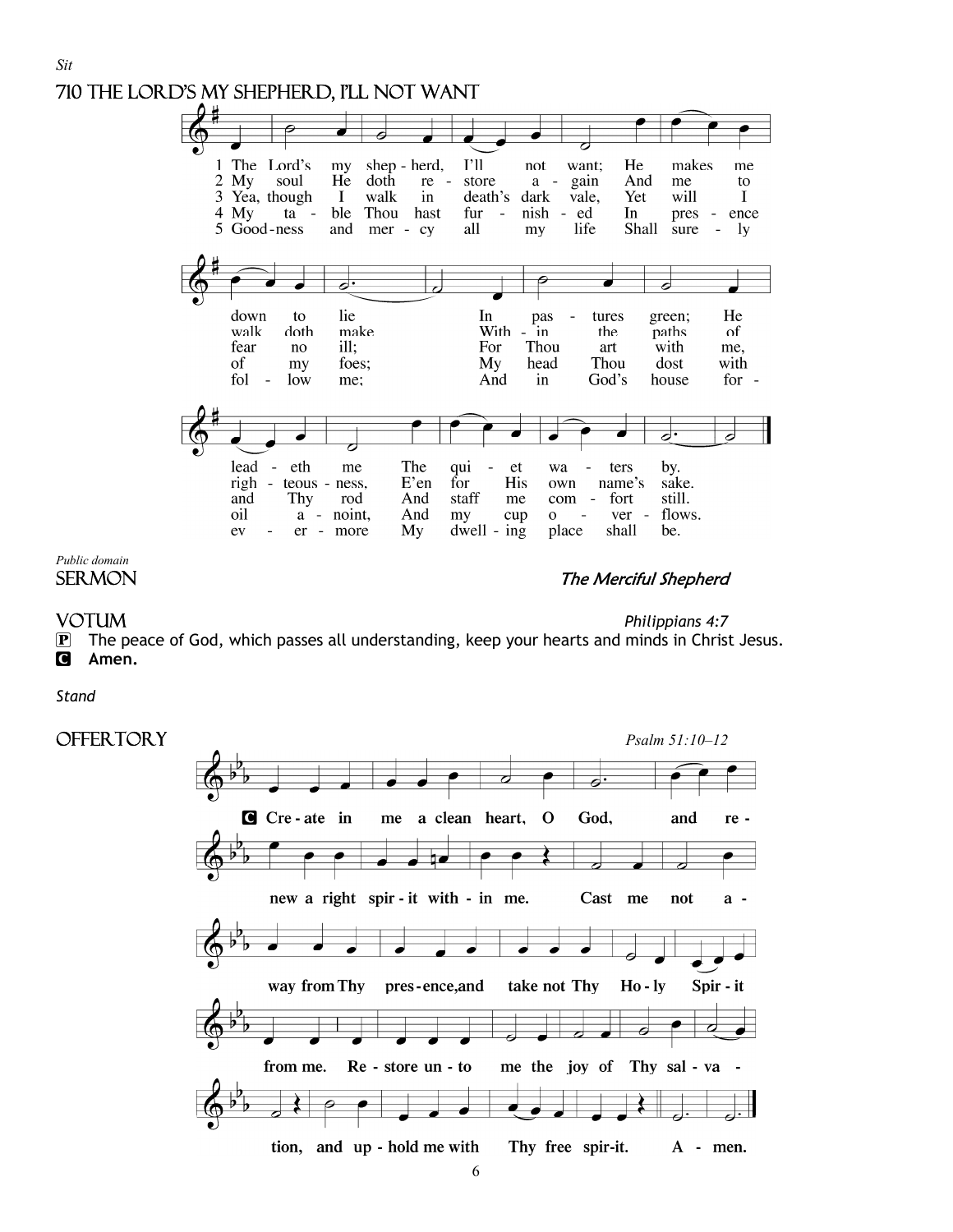*Sit*

## 710 THE LORD'S MY SHEPHERD, I'LL NOT WANT

1 The Lord's my shepherd, I'll not want; He makes me down to lie In pastures green; He leadeth me The quiet waters by.

2 My soul He doth restore again And me to walk doth make Within the paths of righteousness, E'en for His own name's sake.

3 Yea, though I walk in death's dark vale, Yet will I fear no ill; For Thou art with me, and Thy rod And staff me comfort still.

4 My table Thou hast furnished In presence of my foes; My head Thou dost with oil anoint, And my cup overflows.

5 Goodness and mercy all my life Shall surely follow me; And in God's house forevermore My dwelling place shall be.

*Public domain*

## SERMON *The Merciful Shepherd*

## VOTUM *Philippians 4:7*

P The peace of God, which passes all understanding, keep your hearts and minds in Christ Jesus.

C **Amen.**

*Stand*

## OFFERTORY *Psalm 51:10–12*

C **Create in me a clean heart, O God, and renew a right spirit within me. Cast me not away from Thy presence, and take not Thy Holy Spirit from me. Restore unto me the joy of Thy salvation, and uphold me with Thy free spirit. Amen.**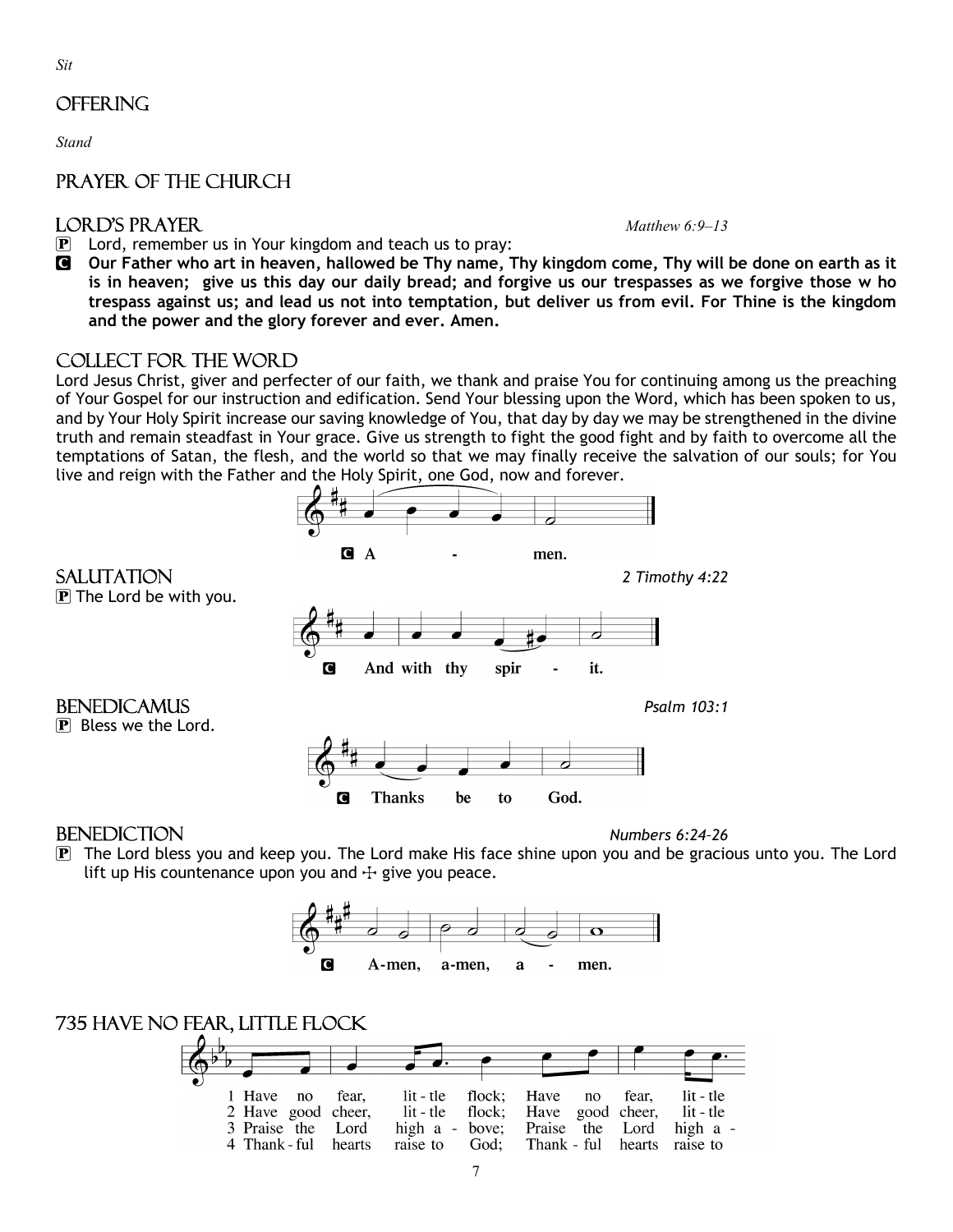*Sit*

## Offering

*Stand*

## Prayer of the Church

## Lord's Prayer

*Matthew 6:9–13*

P Lord, remember us in Your kingdom and teach us to pray:

C **Our Father who art in heaven, hallowed be Thy name, Thy kingdom come, Thy will be done on earth as it is in heaven; give us this day our daily bread; and forgive us our trespasses as we forgive those w ho trespass against us; and lead us not into temptation, but deliver us from evil. For Thine is the kingdom and the power and the glory forever and ever. Amen.**

## Collect for the Word

Lord Jesus Christ, giver and perfecter of our faith, we thank and praise You for continuing among us the preaching of Your Gospel for our instruction and edification. Send Your blessing upon the Word, which has been spoken to us, and by Your Holy Spirit increase our saving knowledge of You, that day by day we may be strengthened in the divine truth and remain steadfast in Your grace. Give us strength to fight the good fight and by faith to overcome all the temptations of Satan, the flesh, and the world so that we may finally receive the salvation of our souls; for You live and reign with the Father and the Holy Spirit, one God, now and forever.

C **A - men.**

## Salutation

*2 Timothy 4:22*

P The Lord be with you.

C **And with thy spir - it.**

## Benedicamus

*Psalm 103:1*

P Bless we the Lord.

C **Thanks be to God.**

## Benediction

*Numbers 6:24–26*

P The Lord bless you and keep you. The Lord make His face shine upon you and be gracious unto you. The Lord lift up His countenance upon you and ☩ give you peace.

C **A-men, a-men, a - men.**

## 735 Have No Fear, Little Flock

1 Have no fear, lit - tle flock; Have no fear, lit - tle
2 Have good cheer, lit - tle flock; Have good cheer, lit - tle
3 Praise the Lord high a - bove; Praise the Lord high a -
4 Thank - ful hearts raise to God; Thank - ful hearts raise to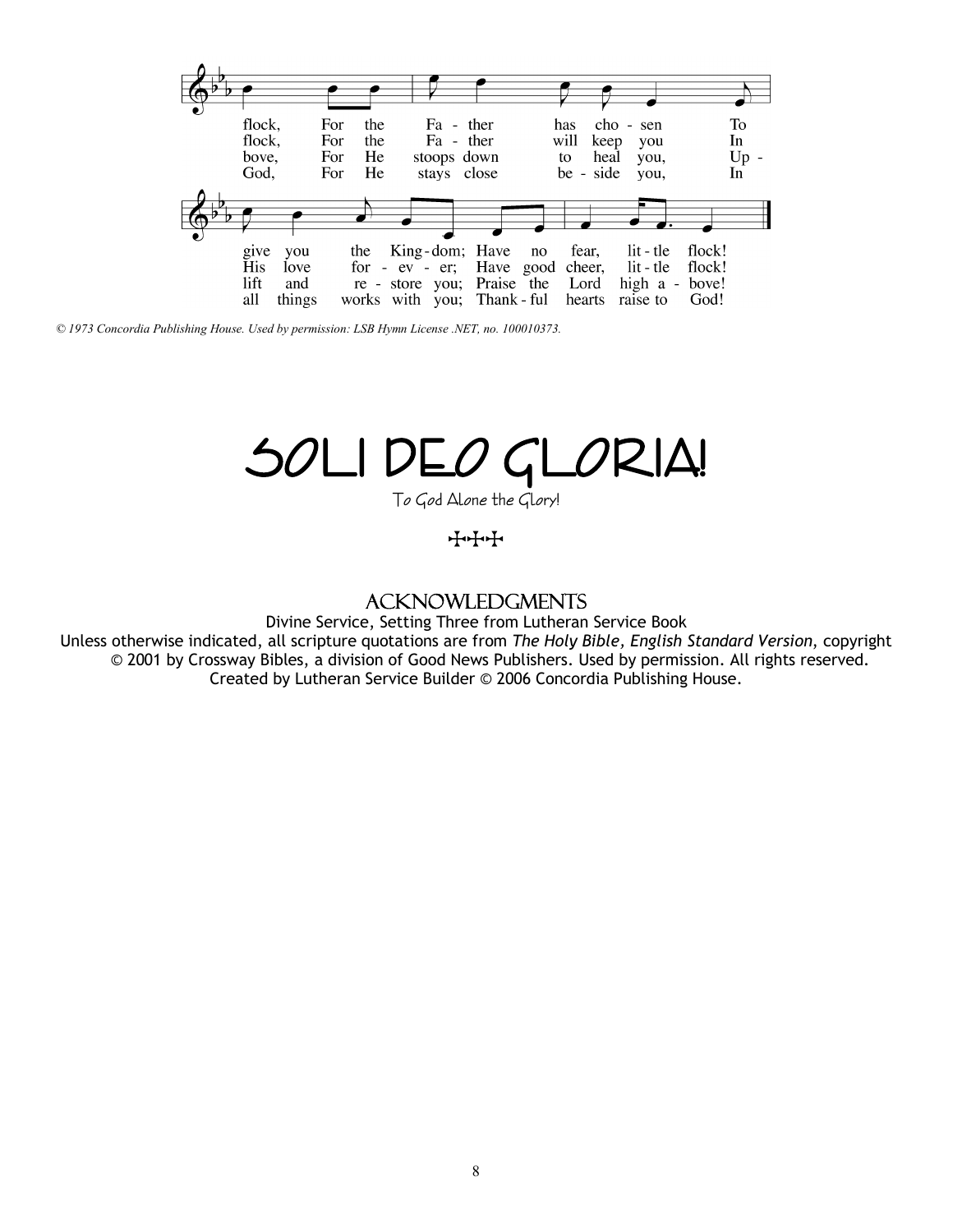flock, For the Fa - ther has cho - sen To
flock, For the Fa - ther will keep you In
bove, For He stoops down to heal you, Up -
God, For He stays close be - side you, In

give you the King - dom; Have no fear, lit - tle flock!
His love for - ev - er; Have good cheer, lit - tle flock!
lift and re - store you; Praise the Lord high a - bove!
all things works with you; Thank - ful hearts raise to God!

*© 1973 Concordia Publishing House. Used by permission: LSB Hymn License .NET, no. 100010373.*

# SOLI DEO GLORIA!

To God Alone the Glory!

## ACKNOWLEDGMENTS

Divine Service, Setting Three from Lutheran Service Book

Unless otherwise indicated, all scripture quotations are from *The Holy Bible, English Standard Version*, copyright © 2001 by Crossway Bibles, a division of Good News Publishers. Used by permission. All rights reserved.

Created by Lutheran Service Builder © 2006 Concordia Publishing House.